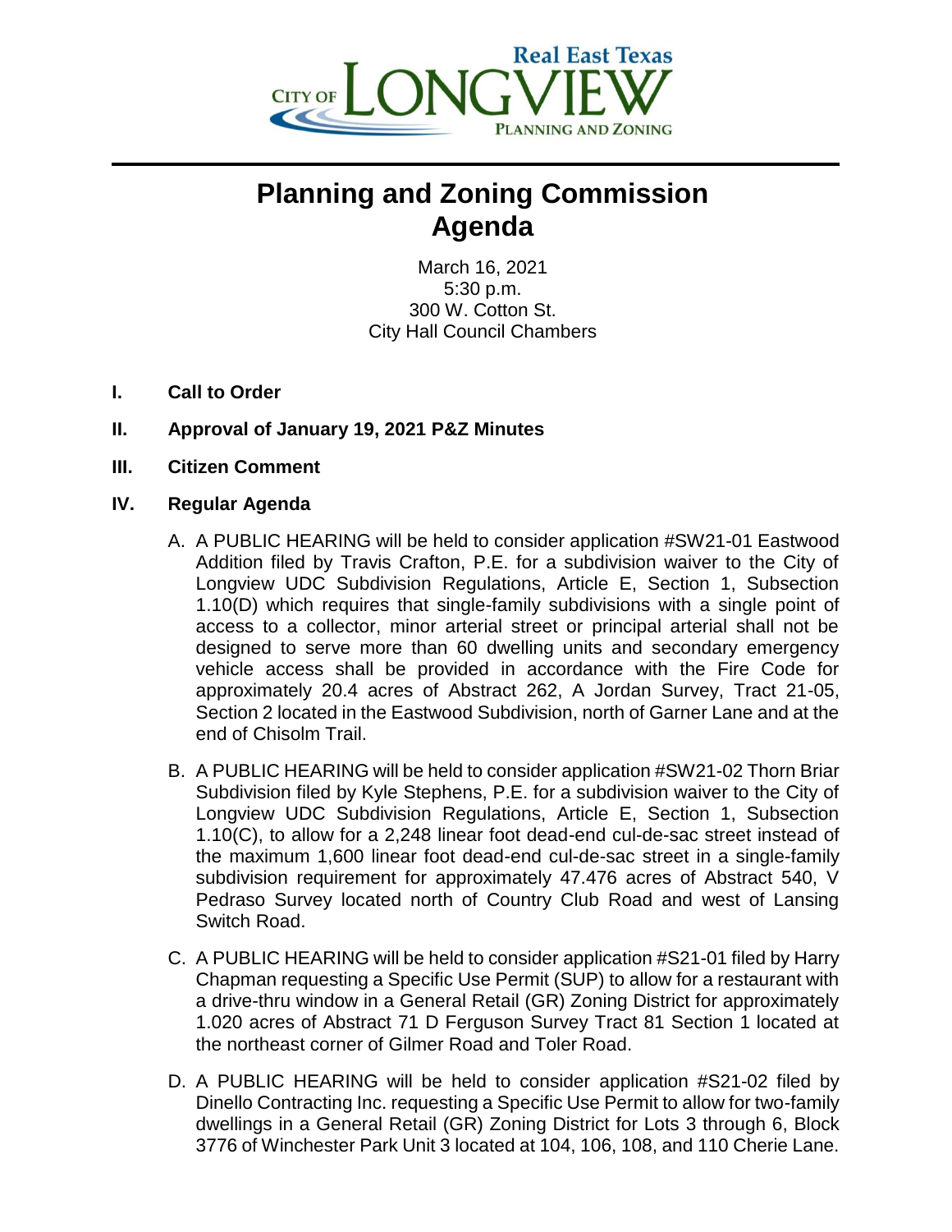Real East Texas
CITY OF LONGVIEW
PLANNING AND ZONING

# Planning and Zoning Commission Agenda

March 16, 2021
5:30 p.m.
300 W. Cotton St.
City Hall Council Chambers

**I. Call to Order**

**II. Approval of January 19, 2021 P&Z Minutes**

**III. Citizen Comment**

**IV. Regular Agenda**

A. A PUBLIC HEARING will be held to consider application #SW21-01 Eastwood Addition filed by Travis Crafton, P.E. for a subdivision waiver to the City of Longview UDC Subdivision Regulations, Article E, Section 1, Subsection 1.10(D) which requires that single-family subdivisions with a single point of access to a collector, minor arterial street or principal arterial shall not be designed to serve more than 60 dwelling units and secondary emergency vehicle access shall be provided in accordance with the Fire Code for approximately 20.4 acres of Abstract 262, A Jordan Survey, Tract 21-05, Section 2 located in the Eastwood Subdivision, north of Garner Lane and at the end of Chisolm Trail.

B. A PUBLIC HEARING will be held to consider application #SW21-02 Thorn Briar Subdivision filed by Kyle Stephens, P.E. for a subdivision waiver to the City of Longview UDC Subdivision Regulations, Article E, Section 1, Subsection 1.10(C), to allow for a 2,248 linear foot dead-end cul-de-sac street instead of the maximum 1,600 linear foot dead-end cul-de-sac street in a single-family subdivision requirement for approximately 47.476 acres of Abstract 540, V Pedraso Survey located north of Country Club Road and west of Lansing Switch Road.

C. A PUBLIC HEARING will be held to consider application #S21-01 filed by Harry Chapman requesting a Specific Use Permit (SUP) to allow for a restaurant with a drive-thru window in a General Retail (GR) Zoning District for approximately 1.020 acres of Abstract 71 D Ferguson Survey Tract 81 Section 1 located at the northeast corner of Gilmer Road and Toler Road.

D. A PUBLIC HEARING will be held to consider application #S21-02 filed by Dinello Contracting Inc. requesting a Specific Use Permit to allow for two-family dwellings in a General Retail (GR) Zoning District for Lots 3 through 6, Block 3776 of Winchester Park Unit 3 located at 104, 106, 108, and 110 Cherie Lane.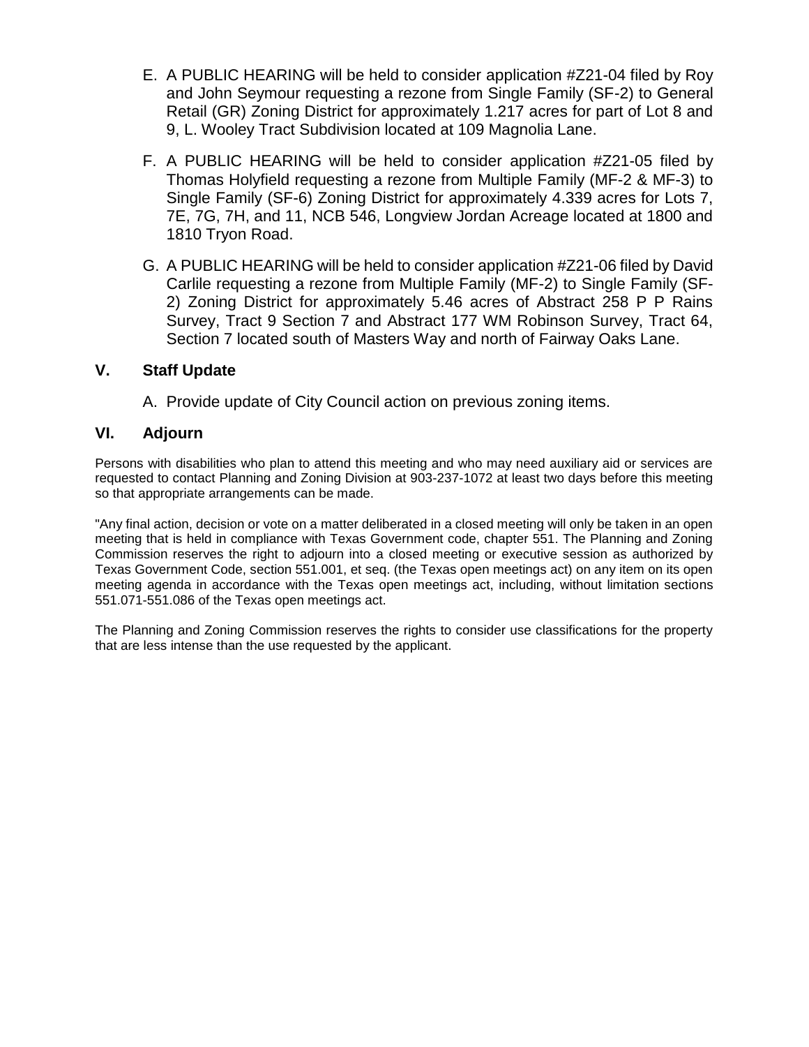E. A PUBLIC HEARING will be held to consider application #Z21-04 filed by Roy and John Seymour requesting a rezone from Single Family (SF-2) to General Retail (GR) Zoning District for approximately 1.217 acres for part of Lot 8 and 9, L. Wooley Tract Subdivision located at 109 Magnolia Lane.

F. A PUBLIC HEARING will be held to consider application #Z21-05 filed by Thomas Holyfield requesting a rezone from Multiple Family (MF-2 & MF-3) to Single Family (SF-6) Zoning District for approximately 4.339 acres for Lots 7, 7E, 7G, 7H, and 11, NCB 546, Longview Jordan Acreage located at 1800 and 1810 Tryon Road.

G. A PUBLIC HEARING will be held to consider application #Z21-06 filed by David Carlile requesting a rezone from Multiple Family (MF-2) to Single Family (SF-2) Zoning District for approximately 5.46 acres of Abstract 258 P P Rains Survey, Tract 9 Section 7 and Abstract 177 WM Robinson Survey, Tract 64, Section 7 located south of Masters Way and north of Fairway Oaks Lane.

## V. Staff Update

A. Provide update of City Council action on previous zoning items.

## VI. Adjourn

Persons with disabilities who plan to attend this meeting and who may need auxiliary aid or services are requested to contact Planning and Zoning Division at 903-237-1072 at least two days before this meeting so that appropriate arrangements can be made.

"Any final action, decision or vote on a matter deliberated in a closed meeting will only be taken in an open meeting that is held in compliance with Texas Government code, chapter 551. The Planning and Zoning Commission reserves the right to adjourn into a closed meeting or executive session as authorized by Texas Government Code, section 551.001, et seq. (the Texas open meetings act) on any item on its open meeting agenda in accordance with the Texas open meetings act, including, without limitation sections 551.071-551.086 of the Texas open meetings act.

The Planning and Zoning Commission reserves the rights to consider use classifications for the property that are less intense than the use requested by the applicant.